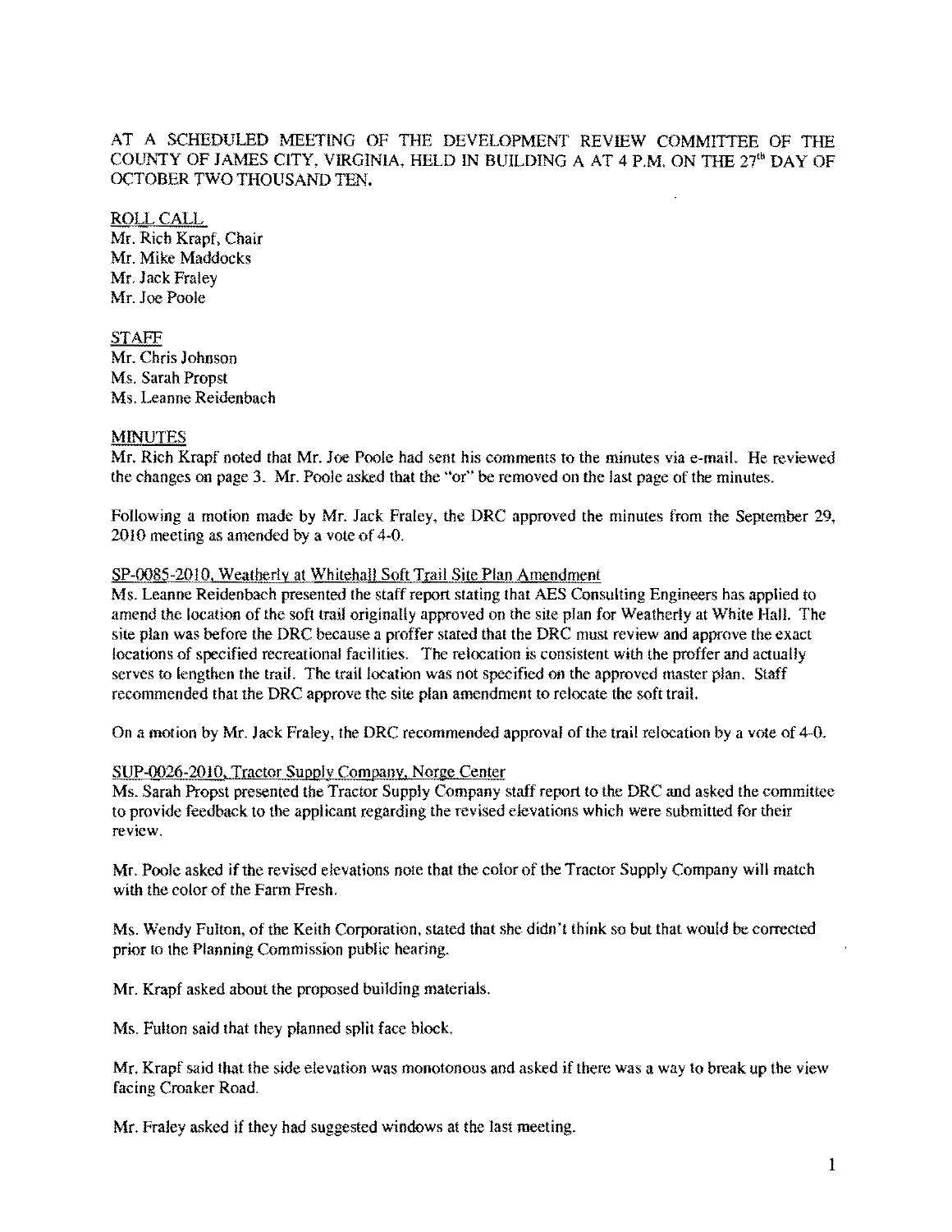AT A SCHEDULED MEETING OF THE DEVELOPMENT REVIEW COMMITTEE OF THE COUNTY OF JAMES CITY, VIRGINIA, HELD IN BUILDING A AT 4 P.M. ON THE 27th DAY OF OCTOBER TWO THOUSAND TEN.

ROLL CALL

Mr. Rich Krapf, Chair
Mr. Mike Maddocks
Mr. Jack Fraley
Mr. Joe Poole

STAFF

Mr. Chris Johnson
Ms. Sarah Propst
Ms. Leanne Reidenbach

MINUTES

Mr. Rich Krapf noted that Mr. Joe Poole had sent his comments to the minutes via e-mail. He reviewed the changes on page 3. Mr. Poole asked that the "or" be removed on the last page of the minutes.

Following a motion made by Mr. Jack Fraley, the DRC approved the minutes from the September 29, 2010 meeting as amended by a vote of 4-0.

SP-0085-2010, Weatherly at Whitehall Soft Trail Site Plan Amendment

Ms. Leanne Reidenbach presented the staff report stating that AES Consulting Engineers has applied to amend the location of the soft trail originally approved on the site plan for Weatherly at White Hall. The site plan was before the DRC because a proffer stated that the DRC must review and approve the exact locations of specified recreational facilities. The relocation is consistent with the proffer and actually serves to lengthen the trail. The trail location was not specified on the approved master plan. Staff recommended that the DRC approve the site plan amendment to relocate the soft trail.

On a motion by Mr. Jack Fraley, the DRC recommended approval of the trail relocation by a vote of 4-0.

SUP-0026-2010, Tractor Supply Company, Norge Center

Ms. Sarah Propst presented the Tractor Supply Company staff report to the DRC and asked the committee to provide feedback to the applicant regarding the revised elevations which were submitted for their review.

Mr. Poole asked if the revised elevations note that the color of the Tractor Supply Company will match with the color of the Farm Fresh.

Ms. Wendy Fulton, of the Keith Corporation, stated that she didn't think so but that would be corrected prior to the Planning Commission public hearing.

Mr. Krapf asked about the proposed building materials.

Ms. Fulton said that they planned split face block.

Mr. Krapf said that the side elevation was monotonous and asked if there was a way to break up the view facing Croaker Road.

Mr. Fraley asked if they had suggested windows at the last meeting.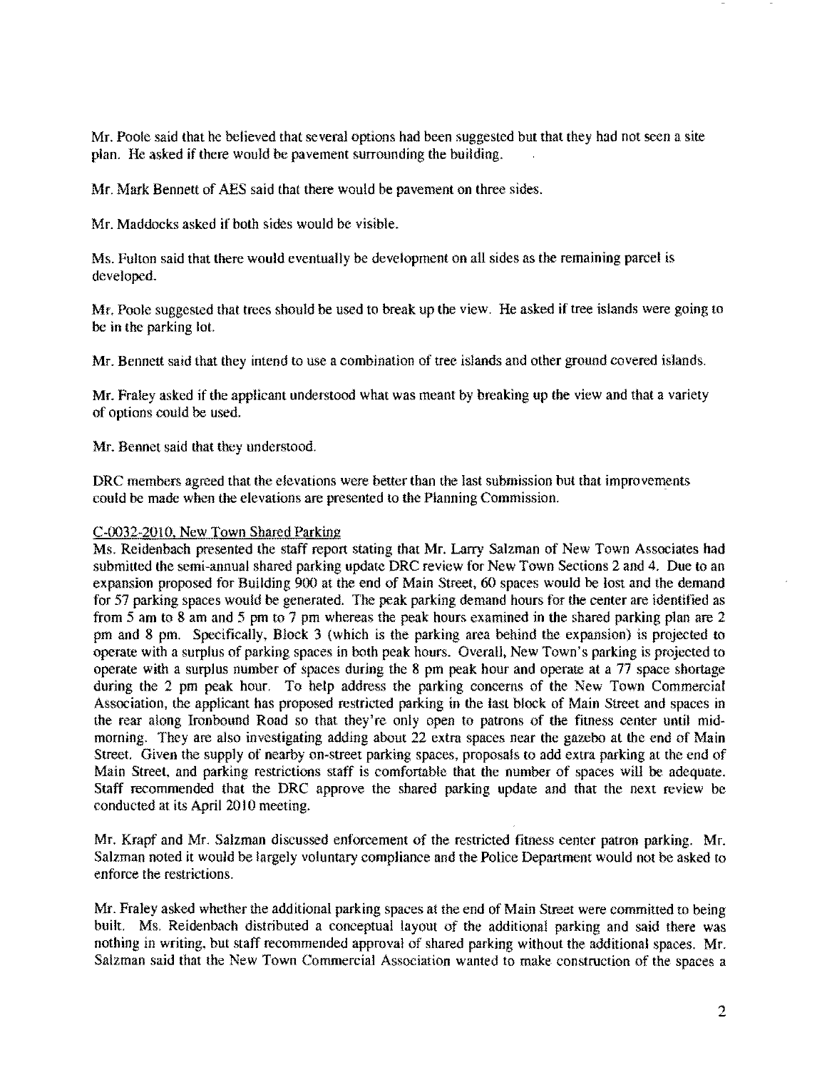Mr. Poole said that he believed that several options had been suggested but that they had not seen a site plan. He asked if there would be pavement surrounding the building.

Mr. Mark Bennett of AES said that there would be pavement on three sides.

Mr. Maddocks asked if both sides would be visible.

Ms. Fulton said that there would eventually be development on all sides as the remaining parcel is developed.

Mr. Poole suggested that trees should be used to break up the view. He asked if tree islands were going to be in the parking lot.

Mr. Bennett said that they intend to use a combination of tree islands and other ground covered islands.

Mr. Fraley asked if the applicant understood what was meant by breaking up the view and that a variety of options could be used.

Mr. Bennet said that they understood.

DRC members agreed that the elevations were better than the last submission but that improvements could be made when the elevations are presented to the Planning Commission.

C-0032-2010, New Town Shared Parking

Ms. Reidenbach presented the staff report stating that Mr. Larry Salzman of New Town Associates had submitted the semi-annual shared parking update DRC review for New Town Sections 2 and 4. Due to an expansion proposed for Building 900 at the end of Main Street, 60 spaces would be lost and the demand for 57 parking spaces would be generated. The peak parking demand hours for the center are identified as from 5 am to 8 am and 5 pm to 7 pm whereas the peak hours examined in the shared parking plan are 2 pm and 8 pm. Specifically, Block 3 (which is the parking area behind the expansion) is projected to operate with a surplus of parking spaces in both peak hours. Overall, New Town's parking is projected to operate with a surplus number of spaces during the 8 pm peak hour and operate at a 77 space shortage during the 2 pm peak hour. To help address the parking concerns of the New Town Commercial Association, the applicant has proposed restricted parking in the last block of Main Street and spaces in the rear along Ironbound Road so that they're only open to patrons of the fitness center until mid-morning. They are also investigating adding about 22 extra spaces near the gazebo at the end of Main Street. Given the supply of nearby on-street parking spaces, proposals to add extra parking at the end of Main Street, and parking restrictions staff is comfortable that the number of spaces will be adequate. Staff recommended that the DRC approve the shared parking update and that the next review be conducted at its April 2010 meeting.

Mr. Krapf and Mr. Salzman discussed enforcement of the restricted fitness center patron parking. Mr. Salzman noted it would be largely voluntary compliance and the Police Department would not be asked to enforce the restrictions.

Mr. Fraley asked whether the additional parking spaces at the end of Main Street were committed to being built. Ms. Reidenbach distributed a conceptual layout of the additional parking and said there was nothing in writing, but staff recommended approval of shared parking without the additional spaces. Mr. Salzman said that the New Town Commercial Association wanted to make construction of the spaces a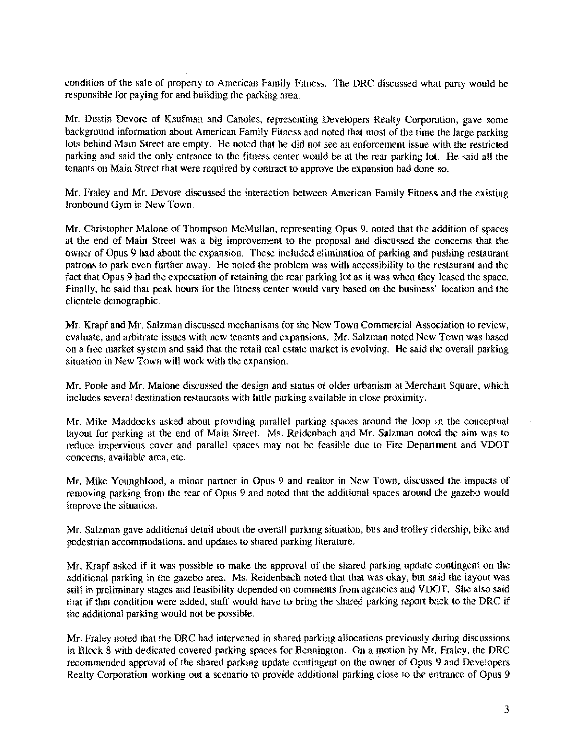condition of the sale of property to American Family Fitness. The DRC discussed what party would be responsible for paying for and building the parking area.

Mr. Dustin Devore of Kaufman and Canoles, representing Developers Realty Corporation, gave some background information about American Family Fitness and noted that most of the time the large parking lots behind Main Street are empty. He noted that he did not see an enforcement issue with the restricted parking and said the only entrance to the fitness center would be at the rear parking lot. He said all the tenants on Main Street that were required by contract to approve the expansion had done so.

Mr. Fraley and Mr. Devore discussed the interaction between American Family Fitness and the existing Ironbound Gym in New Town.

Mr. Christopher Malone of Thompson McMullan, representing Opus 9, noted that the addition of spaces at the end of Main Street was a big improvement to the proposal and discussed the concerns that the owner of Opus 9 had about the expansion. These included elimination of parking and pushing restaurant patrons to park even further away. He noted the problem was with accessibility to the restaurant and the fact that Opus 9 had the expectation of retaining the rear parking lot as it was when they leased the space. Finally, he said that peak hours for the fitness center would vary based on the business' location and the clientele demographic.

Mr. Krapf and Mr. Salzman discussed mechanisms for the New Town Commercial Association to review, evaluate, and arbitrate issues with new tenants and expansions. Mr. Salzman noted New Town was based on a free market system and said that the retail real estate market is evolving. He said the overall parking situation in New Town will work with the expansion.

Mr. Poole and Mr. Malone discussed the design and status of older urbanism at Merchant Square, which includes several destination restaurants with little parking available in close proximity.

Mr. Mike Maddocks asked about providing parallel parking spaces around the loop in the conceptual layout for parking at the end of Main Street. Ms. Reidenbach and Mr. Salzman noted the aim was to reduce impervious cover and parallel spaces may not be feasible due to Fire Department and VDOT concerns, available area, etc.

Mr. Mike Youngblood, a minor partner in Opus 9 and realtor in New Town, discussed the impacts of removing parking from the rear of Opus 9 and noted that the additional spaces around the gazebo would improve the situation.

Mr. Salzman gave additional detail about the overall parking situation, bus and trolley ridership, bike and pedestrian accommodations, and updates to shared parking literature.

Mr. Krapf asked if it was possible to make the approval of the shared parking update contingent on the additional parking in the gazebo area. Ms. Reidenbach noted that that was okay, but said the layout was still in preliminary stages and feasibility depended on comments from agencies and VDOT. She also said that if that condition were added, staff would have to bring the shared parking report back to the DRC if the additional parking would not be possible.

Mr. Fraley noted that the DRC had intervened in shared parking allocations previously during discussions in Block 8 with dedicated covered parking spaces for Bennington. On a motion by Mr. Fraley, the DRC recommended approval of the shared parking update contingent on the owner of Opus 9 and Developers Realty Corporation working out a scenario to provide additional parking close to the entrance of Opus 9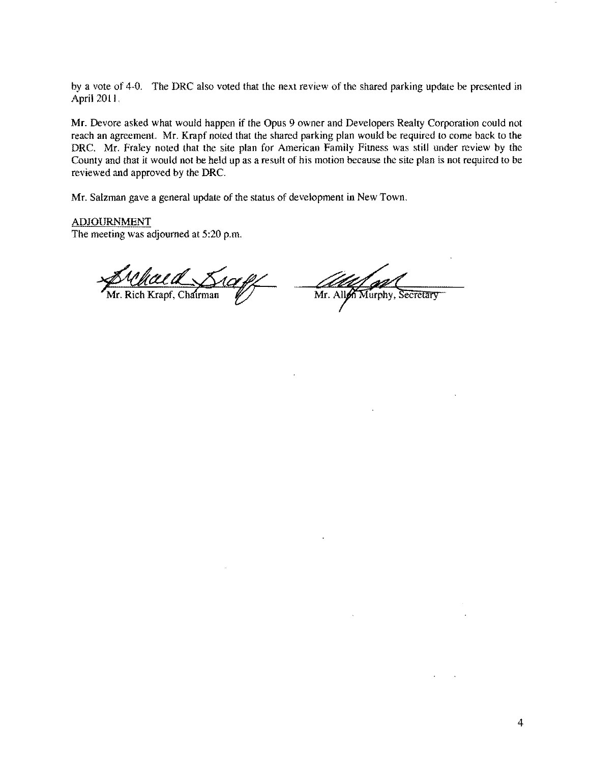by a vote of 4-0. The DRC also voted that the next review of the shared parking update be presented in April 2011.

Mr. Devore asked what would happen if the Opus 9 owner and Developers Realty Corporation could not reach an agreement. Mr. Krapf noted that the shared parking plan would be required to come back to the DRC. Mr. Fraley noted that the site plan for American Family Fitness was still under review by the County and that it would not be held up as a result of his motion because the site plan is not required to be reviewed and approved by the DRC.

Mr. Salzman gave a general update of the status of development in New Town.

ADJOURNMENT

The meeting was adjourned at 5:20 p.m.

Mr. Rich Krapf, Chairman

Mr. Allen Murphy, Secretary